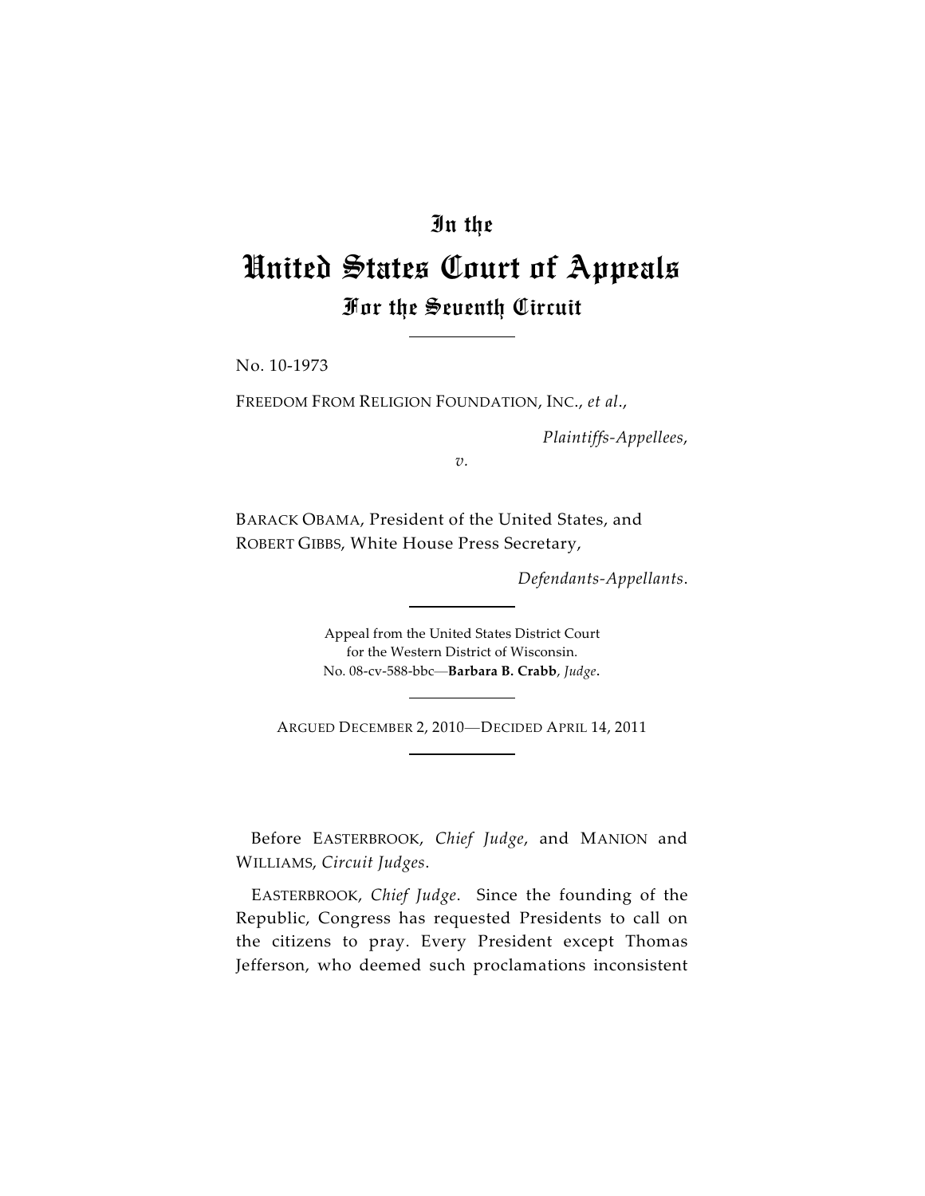# In the
# United States Court of Appeals
## For the Seventh Circuit

No. 10-1973

FREEDOM FROM RELIGION FOUNDATION, INC., *et al.*,

*Plaintiffs-Appellees*,

*v.*

BARACK OBAMA, President of the United States, and ROBERT GIBBS, White House Press Secretary,

*Defendants-Appellants*.

Appeal from the United States District Court for the Western District of Wisconsin.
No. 08-cv-588-bbc—**Barbara B. Crabb**, *Judge*.

ARGUED DECEMBER 2, 2010—DECIDED APRIL 14, 2011

Before EASTERBROOK, *Chief Judge*, and MANION and WILLIAMS, *Circuit Judges*.

EASTERBROOK, *Chief Judge*. Since the founding of the Republic, Congress has requested Presidents to call on the citizens to pray. Every President except Thomas Jefferson, who deemed such proclamations inconsistent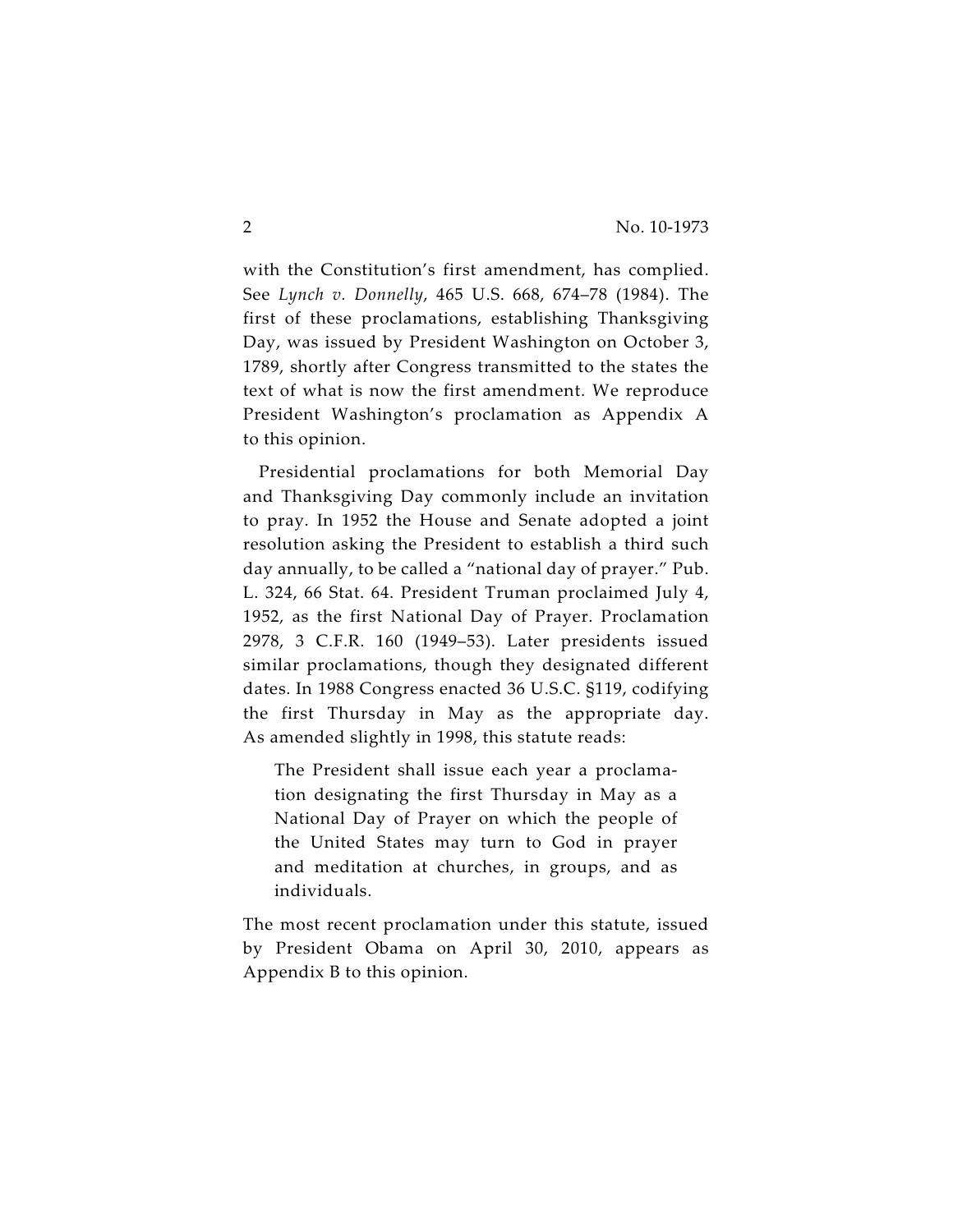with the Constitution's first amendment, has complied. See *Lynch v. Donnelly*, 465 U.S. 668, 674–78 (1984). The first of these proclamations, establishing Thanksgiving Day, was issued by President Washington on October 3, 1789, shortly after Congress transmitted to the states the text of what is now the first amendment. We reproduce President Washington's proclamation as Appendix A to this opinion.

Presidential proclamations for both Memorial Day and Thanksgiving Day commonly include an invitation to pray. In 1952 the House and Senate adopted a joint resolution asking the President to establish a third such day annually, to be called a "national day of prayer." Pub. L. 324, 66 Stat. 64. President Truman proclaimed July 4, 1952, as the first National Day of Prayer. Proclamation 2978, 3 C.F.R. 160 (1949–53). Later presidents issued similar proclamations, though they designated different dates. In 1988 Congress enacted 36 U.S.C. §119, codifying the first Thursday in May as the appropriate day. As amended slightly in 1998, this statute reads:

> The President shall issue each year a proclamation designating the first Thursday in May as a National Day of Prayer on which the people of the United States may turn to God in prayer and meditation at churches, in groups, and as individuals.

The most recent proclamation under this statute, issued by President Obama on April 30, 2010, appears as Appendix B to this opinion.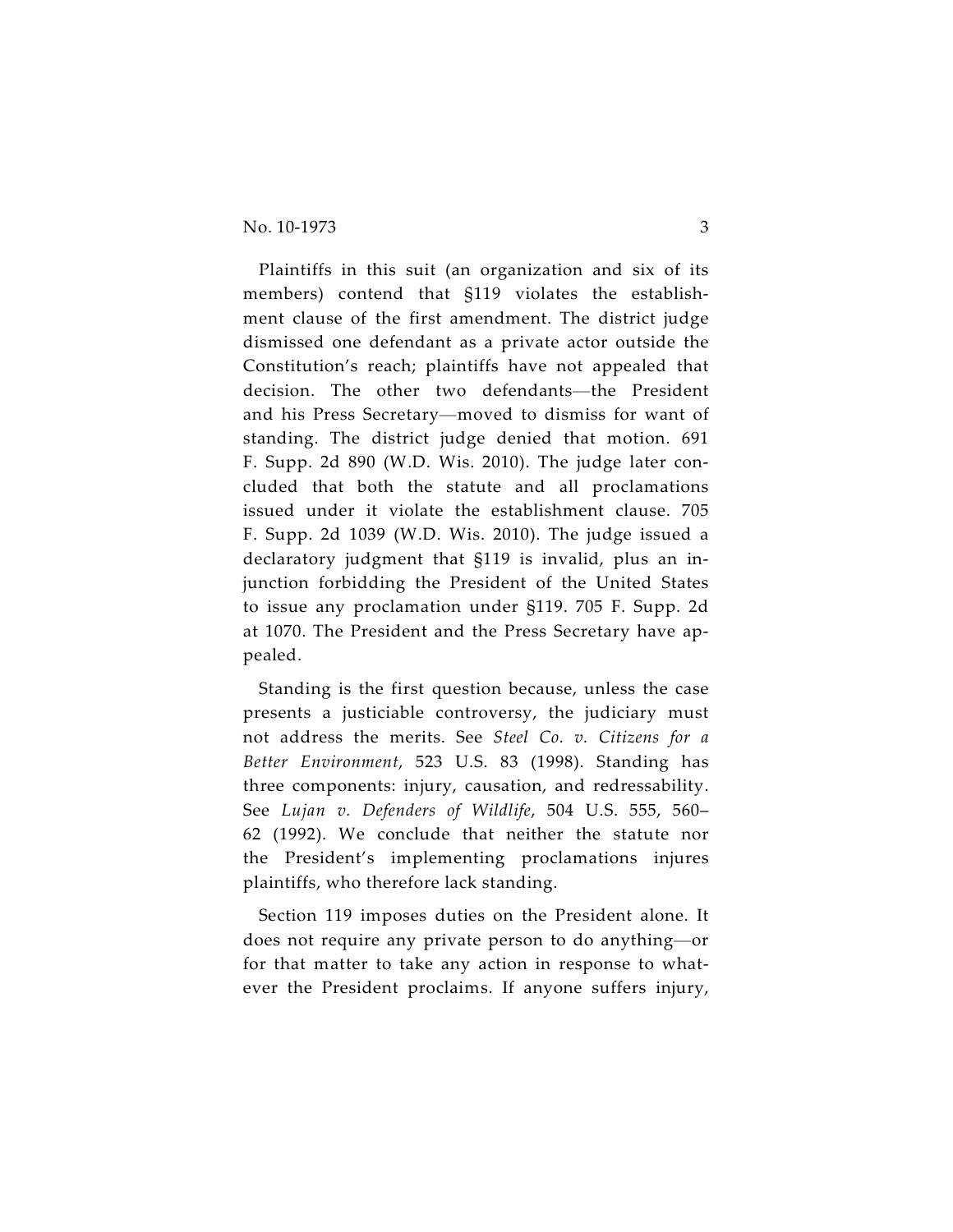Plaintiffs in this suit (an organization and six of its members) contend that §119 violates the establishment clause of the first amendment. The district judge dismissed one defendant as a private actor outside the Constitution's reach; plaintiffs have not appealed that decision. The other two defendants—the President and his Press Secretary—moved to dismiss for want of standing. The district judge denied that motion. 691 F. Supp. 2d 890 (W.D. Wis. 2010). The judge later concluded that both the statute and all proclamations issued under it violate the establishment clause. 705 F. Supp. 2d 1039 (W.D. Wis. 2010). The judge issued a declaratory judgment that §119 is invalid, plus an injunction forbidding the President of the United States to issue any proclamation under §119. 705 F. Supp. 2d at 1070. The President and the Press Secretary have appealed.

Standing is the first question because, unless the case presents a justiciable controversy, the judiciary must not address the merits. See *Steel Co. v. Citizens for a Better Environment*, 523 U.S. 83 (1998). Standing has three components: injury, causation, and redressability. See *Lujan v. Defenders of Wildlife*, 504 U.S. 555, 560–62 (1992). We conclude that neither the statute nor the President's implementing proclamations injures plaintiffs, who therefore lack standing.

Section 119 imposes duties on the President alone. It does not require any private person to do anything—or for that matter to take any action in response to whatever the President proclaims. If anyone suffers injury,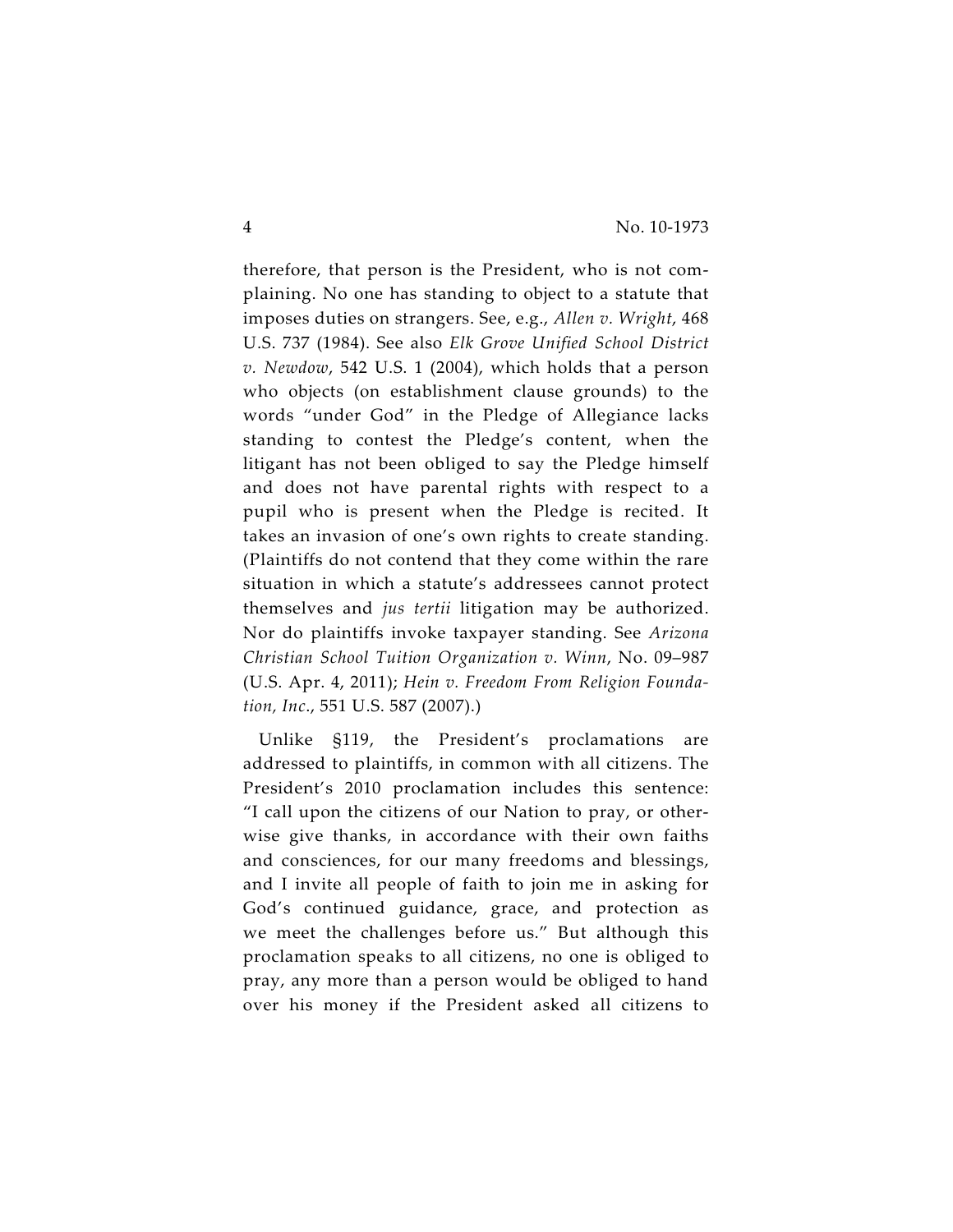therefore, that person is the President, who is not complaining. No one has standing to object to a statute that imposes duties on strangers. See, e.g., *Allen v. Wright*, 468 U.S. 737 (1984). See also *Elk Grove Unified School District v. Newdow*, 542 U.S. 1 (2004), which holds that a person who objects (on establishment clause grounds) to the words "under God" in the Pledge of Allegiance lacks standing to contest the Pledge's content, when the litigant has not been obliged to say the Pledge himself and does not have parental rights with respect to a pupil who is present when the Pledge is recited. It takes an invasion of one's own rights to create standing. (Plaintiffs do not contend that they come within the rare situation in which a statute's addressees cannot protect themselves and *jus tertii* litigation may be authorized. Nor do plaintiffs invoke taxpayer standing. See *Arizona Christian School Tuition Organization v. Winn*, No. 09–987 (U.S. Apr. 4, 2011); *Hein v. Freedom From Religion Foundation, Inc.*, 551 U.S. 587 (2007).)

Unlike §119, the President's proclamations are addressed to plaintiffs, in common with all citizens. The President's 2010 proclamation includes this sentence: "I call upon the citizens of our Nation to pray, or otherwise give thanks, in accordance with their own faiths and consciences, for our many freedoms and blessings, and I invite all people of faith to join me in asking for God's continued guidance, grace, and protection as we meet the challenges before us." But although this proclamation speaks to all citizens, no one is obliged to pray, any more than a person would be obliged to hand over his money if the President asked all citizens to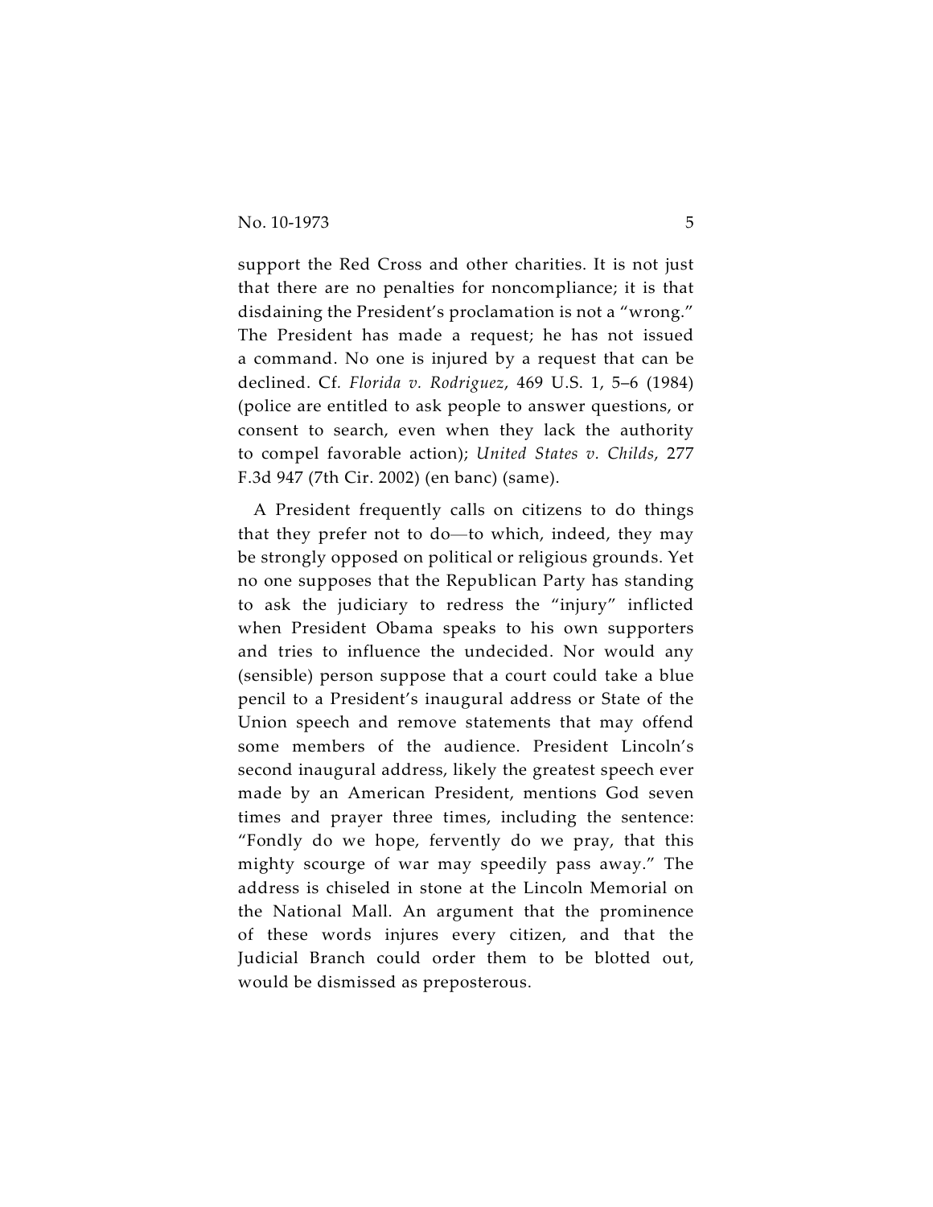support the Red Cross and other charities. It is not just that there are no penalties for noncompliance; it is that disdaining the President's proclamation is not a "wrong." The President has made a request; he has not issued a command. No one is injured by a request that can be declined. Cf. *Florida v. Rodriguez*, 469 U.S. 1, 5–6 (1984) (police are entitled to ask people to answer questions, or consent to search, even when they lack the authority to compel favorable action); *United States v. Childs*, 277 F.3d 947 (7th Cir. 2002) (en banc) (same).

A President frequently calls on citizens to do things that they prefer not to do—to which, indeed, they may be strongly opposed on political or religious grounds. Yet no one supposes that the Republican Party has standing to ask the judiciary to redress the "injury" inflicted when President Obama speaks to his own supporters and tries to influence the undecided. Nor would any (sensible) person suppose that a court could take a blue pencil to a President's inaugural address or State of the Union speech and remove statements that may offend some members of the audience. President Lincoln's second inaugural address, likely the greatest speech ever made by an American President, mentions God seven times and prayer three times, including the sentence: "Fondly do we hope, fervently do we pray, that this mighty scourge of war may speedily pass away." The address is chiseled in stone at the Lincoln Memorial on the National Mall. An argument that the prominence of these words injures every citizen, and that the Judicial Branch could order them to be blotted out, would be dismissed as preposterous.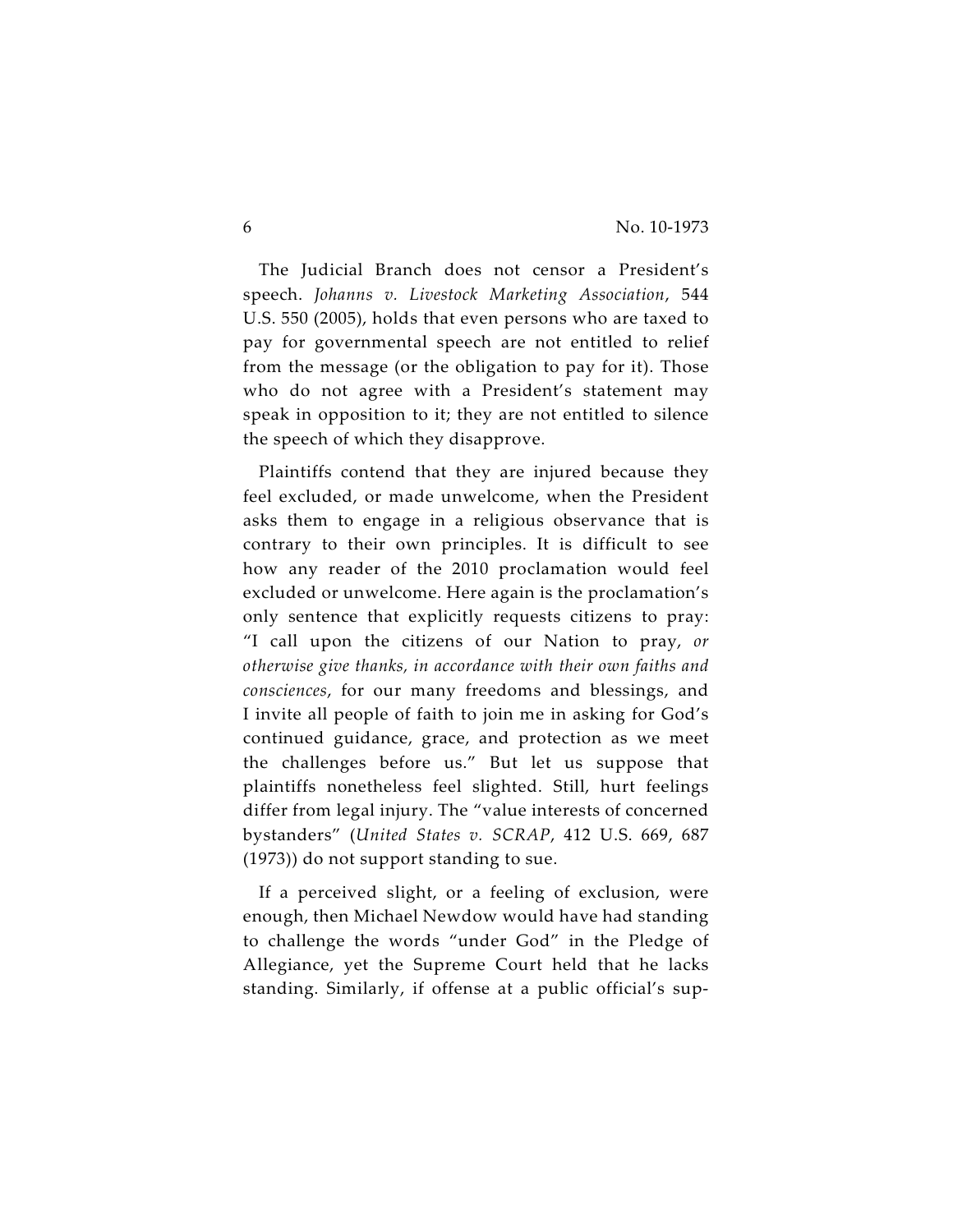The Judicial Branch does not censor a President's speech. *Johanns v. Livestock Marketing Association*, 544 U.S. 550 (2005), holds that even persons who are taxed to pay for governmental speech are not entitled to relief from the message (or the obligation to pay for it). Those who do not agree with a President's statement may speak in opposition to it; they are not entitled to silence the speech of which they disapprove.

Plaintiffs contend that they are injured because they feel excluded, or made unwelcome, when the President asks them to engage in a religious observance that is contrary to their own principles. It is difficult to see how any reader of the 2010 proclamation would feel excluded or unwelcome. Here again is the proclamation's only sentence that explicitly requests citizens to pray: "I call upon the citizens of our Nation to pray, *or otherwise give thanks, in accordance with their own faiths and consciences*, for our many freedoms and blessings, and I invite all people of faith to join me in asking for God's continued guidance, grace, and protection as we meet the challenges before us." But let us suppose that plaintiffs nonetheless feel slighted. Still, hurt feelings differ from legal injury. The "value interests of concerned bystanders" (*United States v. SCRAP*, 412 U.S. 669, 687 (1973)) do not support standing to sue.

If a perceived slight, or a feeling of exclusion, were enough, then Michael Newdow would have had standing to challenge the words "under God" in the Pledge of Allegiance, yet the Supreme Court held that he lacks standing. Similarly, if offense at a public official's sup-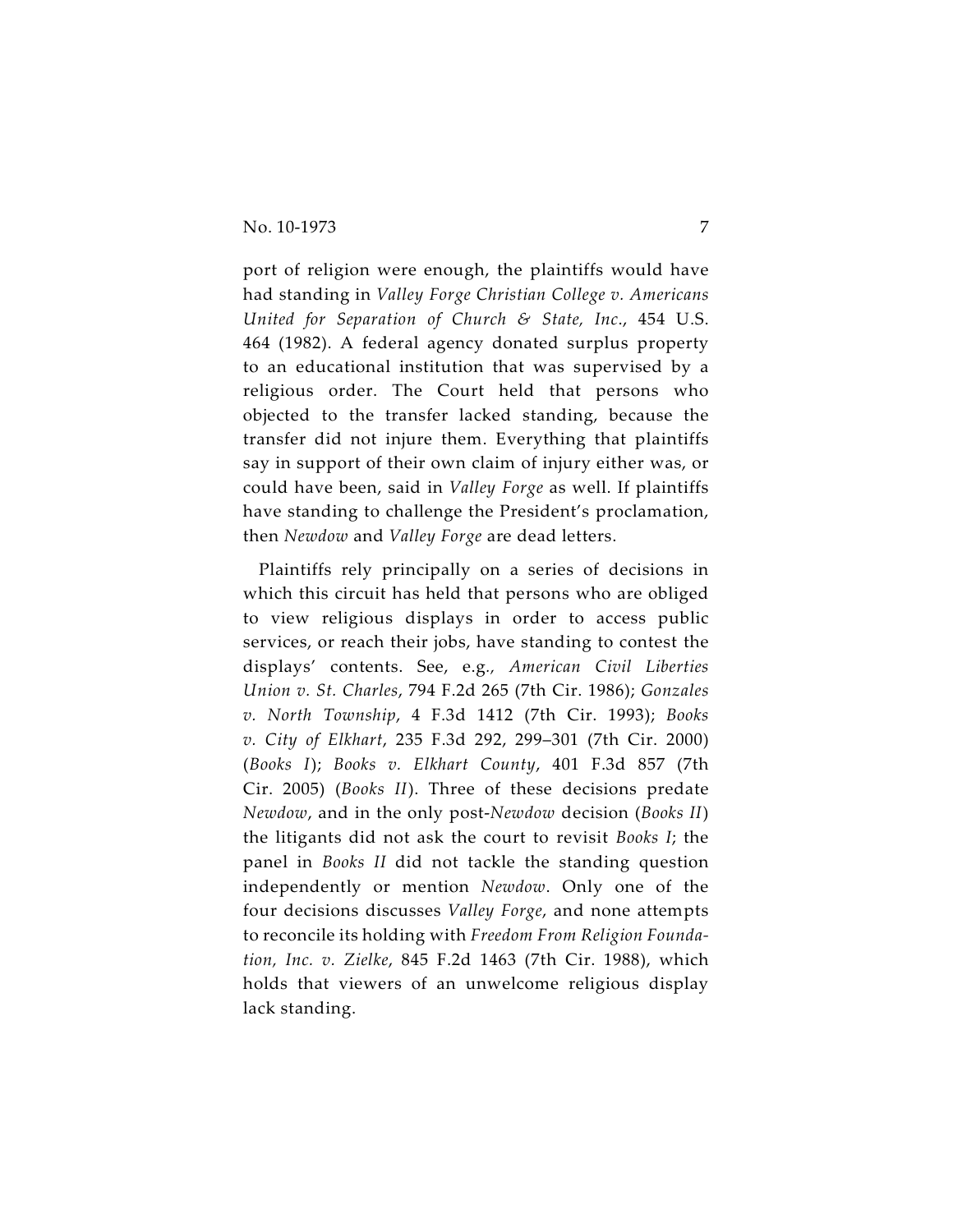port of religion were enough, the plaintiffs would have had standing in *Valley Forge Christian College v. Americans United for Separation of Church & State, Inc.*, 454 U.S. 464 (1982). A federal agency donated surplus property to an educational institution that was supervised by a religious order. The Court held that persons who objected to the transfer lacked standing, because the transfer did not injure them. Everything that plaintiffs say in support of their own claim of injury either was, or could have been, said in *Valley Forge* as well. If plaintiffs have standing to challenge the President's proclamation, then *Newdow* and *Valley Forge* are dead letters.

Plaintiffs rely principally on a series of decisions in which this circuit has held that persons who are obliged to view religious displays in order to access public services, or reach their jobs, have standing to contest the displays' contents. See, e.g., *American Civil Liberties Union v. St. Charles*, 794 F.2d 265 (7th Cir. 1986); *Gonzales v. North Township*, 4 F.3d 1412 (7th Cir. 1993); *Books v. City of Elkhart*, 235 F.3d 292, 299–301 (7th Cir. 2000) (*Books I*); *Books v. Elkhart County*, 401 F.3d 857 (7th Cir. 2005) (*Books II*). Three of these decisions predate *Newdow*, and in the only post-*Newdow* decision (*Books II*) the litigants did not ask the court to revisit *Books I*; the panel in *Books II* did not tackle the standing question independently or mention *Newdow*. Only one of the four decisions discusses *Valley Forge*, and none attempts to reconcile its holding with *Freedom From Religion Foundation, Inc. v. Zielke*, 845 F.2d 1463 (7th Cir. 1988), which holds that viewers of an unwelcome religious display lack standing.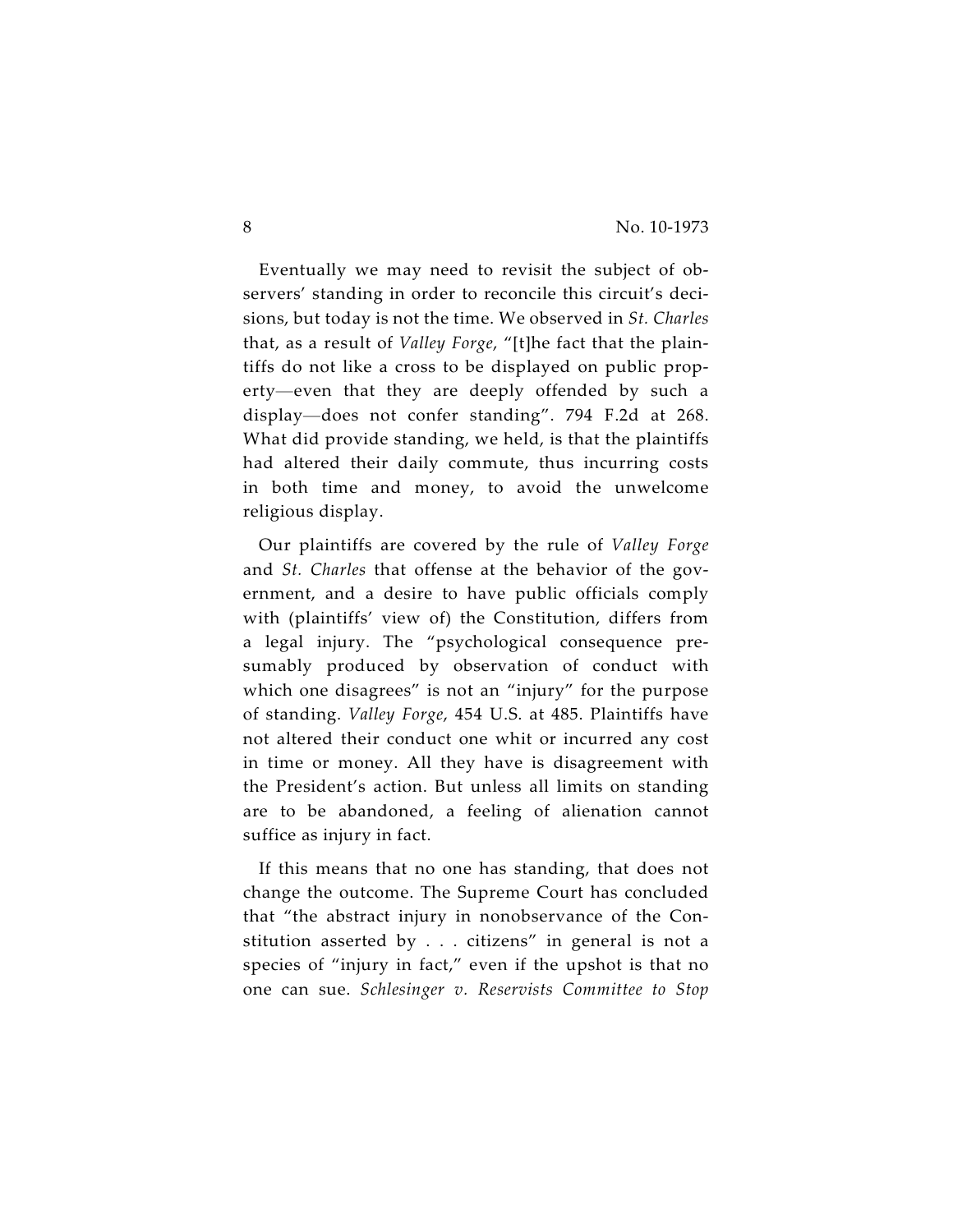Eventually we may need to revisit the subject of observers' standing in order to reconcile this circuit's decisions, but today is not the time. We observed in *St. Charles* that, as a result of *Valley Forge*, "[t]he fact that the plaintiffs do not like a cross to be displayed on public property—even that they are deeply offended by such a display—does not confer standing". 794 F.2d at 268. What did provide standing, we held, is that the plaintiffs had altered their daily commute, thus incurring costs in both time and money, to avoid the unwelcome religious display.

Our plaintiffs are covered by the rule of *Valley Forge* and *St. Charles* that offense at the behavior of the government, and a desire to have public officials comply with (plaintiffs' view of) the Constitution, differs from a legal injury. The "psychological consequence presumably produced by observation of conduct with which one disagrees" is not an "injury" for the purpose of standing. *Valley Forge*, 454 U.S. at 485. Plaintiffs have not altered their conduct one whit or incurred any cost in time or money. All they have is disagreement with the President's action. But unless all limits on standing are to be abandoned, a feeling of alienation cannot suffice as injury in fact.

If this means that no one has standing, that does not change the outcome. The Supreme Court has concluded that "the abstract injury in nonobservance of the Constitution asserted by . . . citizens" in general is not a species of "injury in fact," even if the upshot is that no one can sue. *Schlesinger v. Reservists Committee to Stop*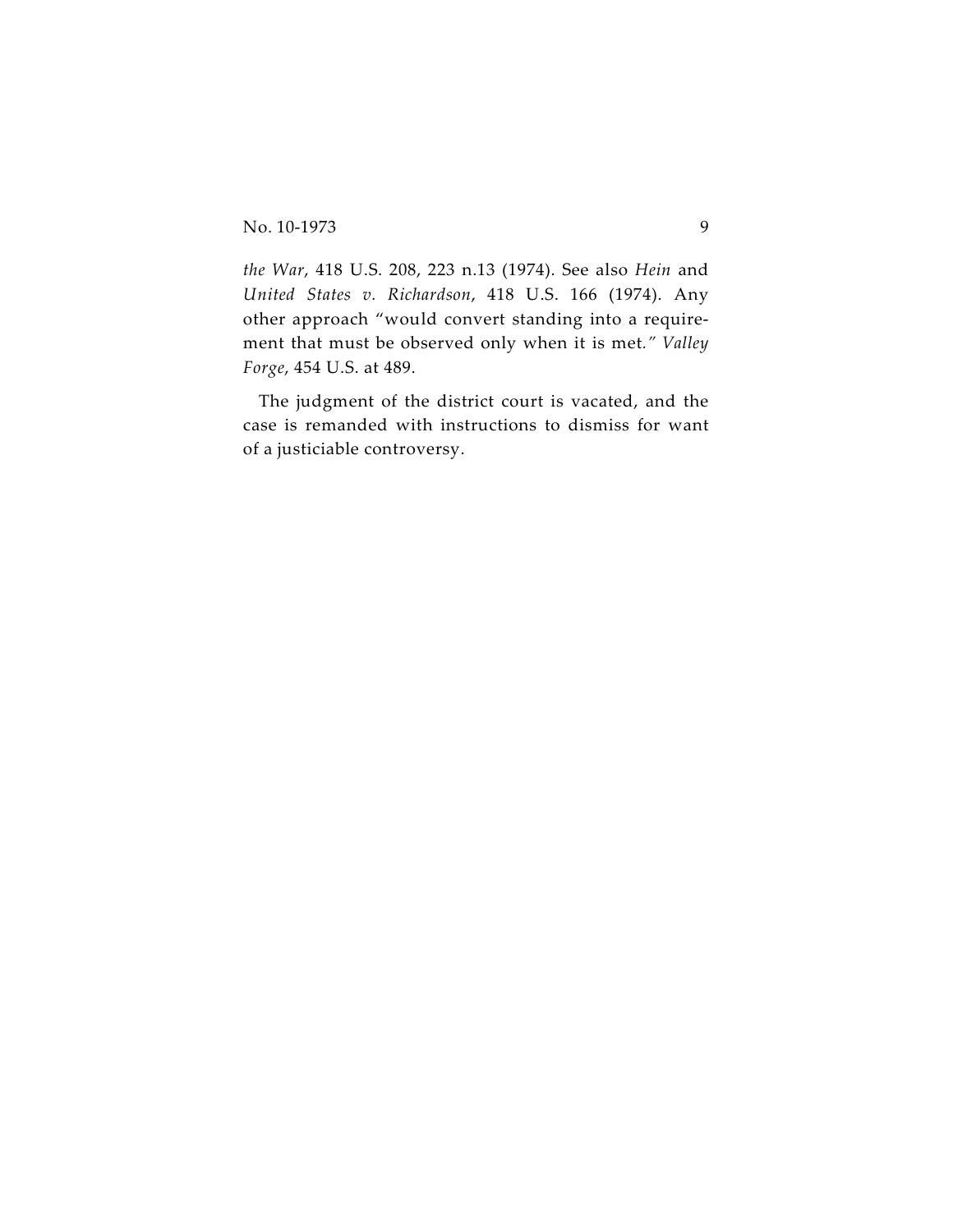*the War*, 418 U.S. 208, 223 n.13 (1974). See also *Hein* and *United States v. Richardson*, 418 U.S. 166 (1974). Any other approach "would convert standing into a requirement that must be observed only when it is met." *Valley Forge*, 454 U.S. at 489.

The judgment of the district court is vacated, and the case is remanded with instructions to dismiss for want of a justiciable controversy.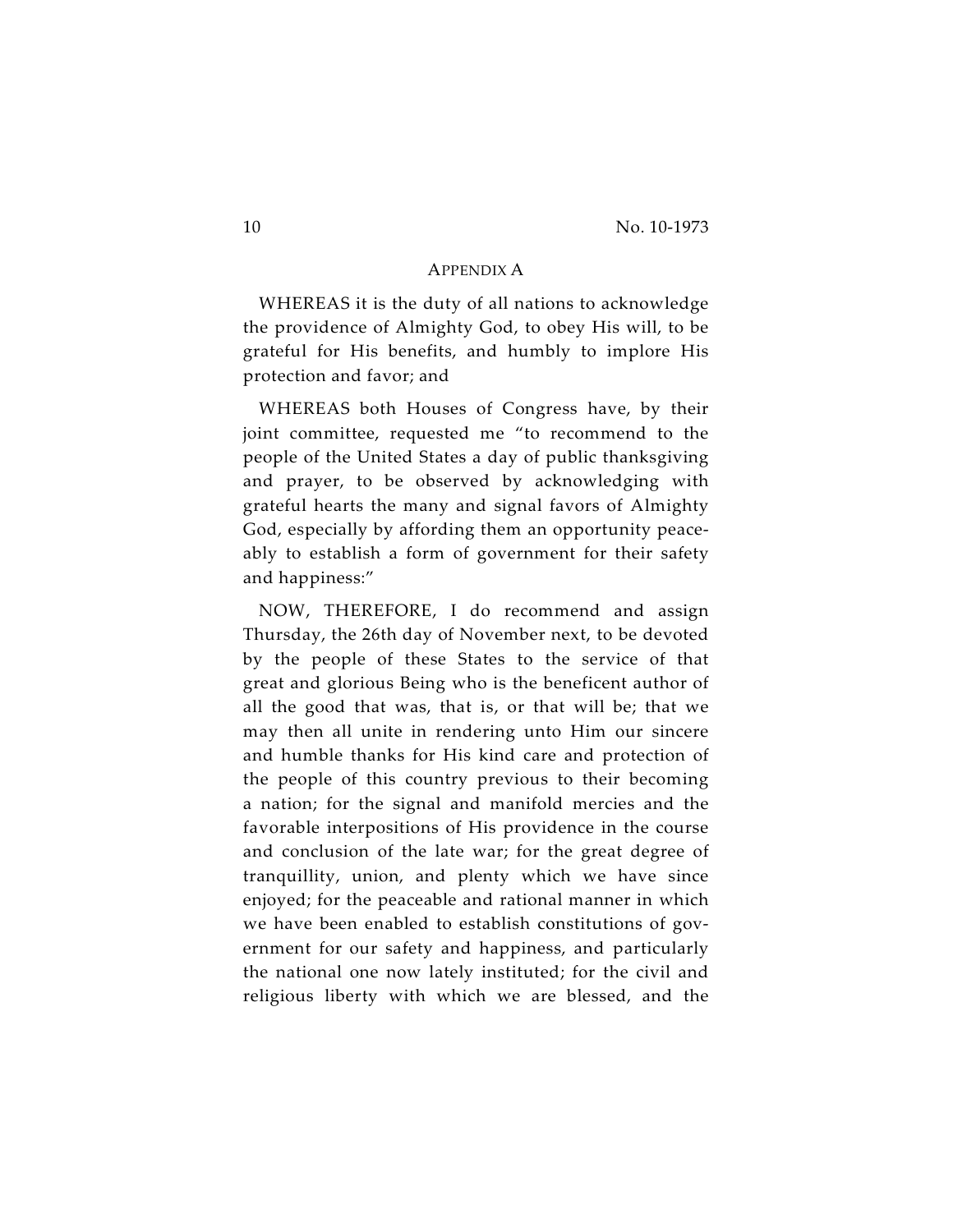## APPENDIX A

WHEREAS it is the duty of all nations to acknowledge the providence of Almighty God, to obey His will, to be grateful for His benefits, and humbly to implore His protection and favor; and

WHEREAS both Houses of Congress have, by their joint committee, requested me "to recommend to the people of the United States a day of public thanksgiving and prayer, to be observed by acknowledging with grateful hearts the many and signal favors of Almighty God, especially by affording them an opportunity peaceably to establish a form of government for their safety and happiness:"

NOW, THEREFORE, I do recommend and assign Thursday, the 26th day of November next, to be devoted by the people of these States to the service of that great and glorious Being who is the beneficent author of all the good that was, that is, or that will be; that we may then all unite in rendering unto Him our sincere and humble thanks for His kind care and protection of the people of this country previous to their becoming a nation; for the signal and manifold mercies and the favorable interpositions of His providence in the course and conclusion of the late war; for the great degree of tranquillity, union, and plenty which we have since enjoyed; for the peaceable and rational manner in which we have been enabled to establish constitutions of government for our safety and happiness, and particularly the national one now lately instituted; for the civil and religious liberty with which we are blessed, and the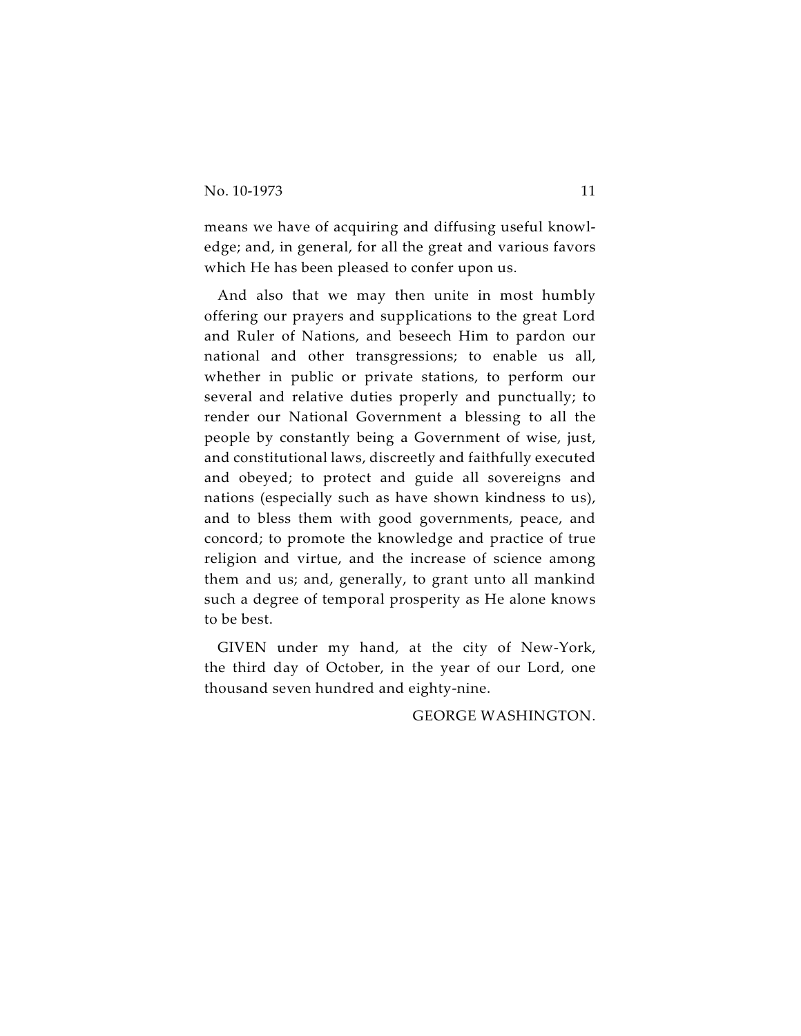means we have of acquiring and diffusing useful knowledge; and, in general, for all the great and various favors which He has been pleased to confer upon us.

And also that we may then unite in most humbly offering our prayers and supplications to the great Lord and Ruler of Nations, and beseech Him to pardon our national and other transgressions; to enable us all, whether in public or private stations, to perform our several and relative duties properly and punctually; to render our National Government a blessing to all the people by constantly being a Government of wise, just, and constitutional laws, discreetly and faithfully executed and obeyed; to protect and guide all sovereigns and nations (especially such as have shown kindness to us), and to bless them with good governments, peace, and concord; to promote the knowledge and practice of true religion and virtue, and the increase of science among them and us; and, generally, to grant unto all mankind such a degree of temporal prosperity as He alone knows to be best.

GIVEN under my hand, at the city of New-York, the third day of October, in the year of our Lord, one thousand seven hundred and eighty-nine.

GEORGE WASHINGTON.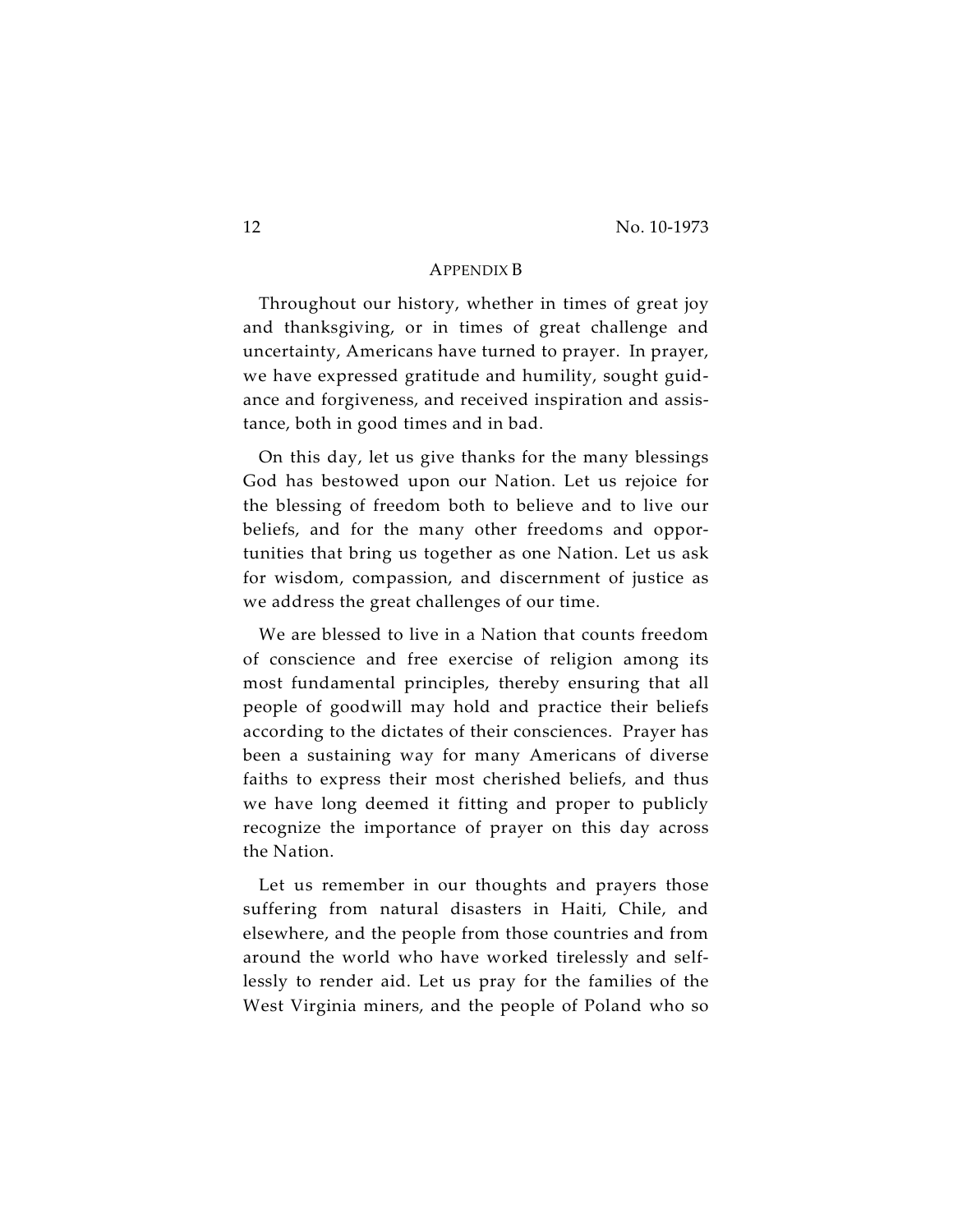## APPENDIX B

Throughout our history, whether in times of great joy and thanksgiving, or in times of great challenge and uncertainty, Americans have turned to prayer. In prayer, we have expressed gratitude and humility, sought guidance and forgiveness, and received inspiration and assistance, both in good times and in bad.

On this day, let us give thanks for the many blessings God has bestowed upon our Nation. Let us rejoice for the blessing of freedom both to believe and to live our beliefs, and for the many other freedoms and opportunities that bring us together as one Nation. Let us ask for wisdom, compassion, and discernment of justice as we address the great challenges of our time.

We are blessed to live in a Nation that counts freedom of conscience and free exercise of religion among its most fundamental principles, thereby ensuring that all people of goodwill may hold and practice their beliefs according to the dictates of their consciences. Prayer has been a sustaining way for many Americans of diverse faiths to express their most cherished beliefs, and thus we have long deemed it fitting and proper to publicly recognize the importance of prayer on this day across the Nation.

Let us remember in our thoughts and prayers those suffering from natural disasters in Haiti, Chile, and elsewhere, and the people from those countries and from around the world who have worked tirelessly and selflessly to render aid. Let us pray for the families of the West Virginia miners, and the people of Poland who so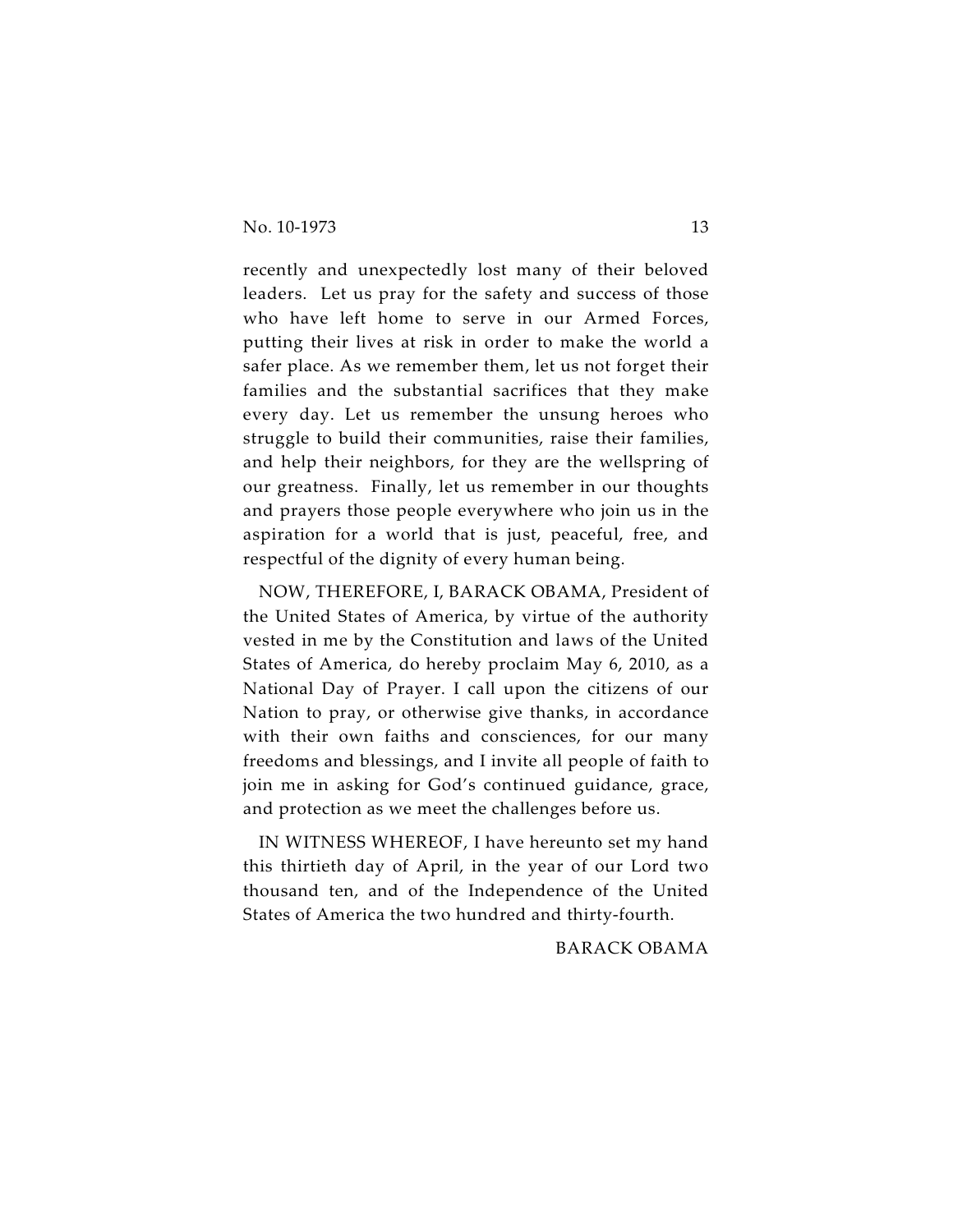recently and unexpectedly lost many of their beloved leaders. Let us pray for the safety and success of those who have left home to serve in our Armed Forces, putting their lives at risk in order to make the world a safer place. As we remember them, let us not forget their families and the substantial sacrifices that they make every day. Let us remember the unsung heroes who struggle to build their communities, raise their families, and help their neighbors, for they are the wellspring of our greatness. Finally, let us remember in our thoughts and prayers those people everywhere who join us in the aspiration for a world that is just, peaceful, free, and respectful of the dignity of every human being.

NOW, THEREFORE, I, BARACK OBAMA, President of the United States of America, by virtue of the authority vested in me by the Constitution and laws of the United States of America, do hereby proclaim May 6, 2010, as a National Day of Prayer. I call upon the citizens of our Nation to pray, or otherwise give thanks, in accordance with their own faiths and consciences, for our many freedoms and blessings, and I invite all people of faith to join me in asking for God's continued guidance, grace, and protection as we meet the challenges before us.

IN WITNESS WHEREOF, I have hereunto set my hand this thirtieth day of April, in the year of our Lord two thousand ten, and of the Independence of the United States of America the two hundred and thirty-fourth.

BARACK OBAMA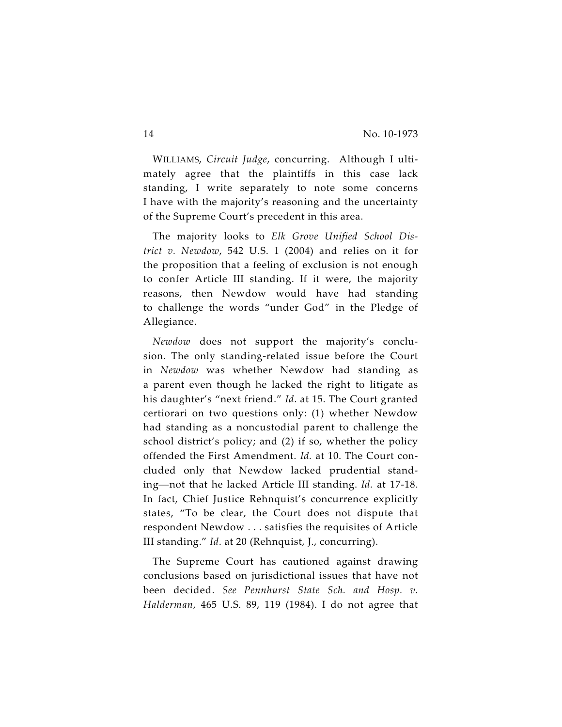WILLIAMS, *Circuit Judge*, concurring. Although I ultimately agree that the plaintiffs in this case lack standing, I write separately to note some concerns I have with the majority's reasoning and the uncertainty of the Supreme Court's precedent in this area.

The majority looks to *Elk Grove Unified School District v. Newdow*, 542 U.S. 1 (2004) and relies on it for the proposition that a feeling of exclusion is not enough to confer Article III standing. If it were, the majority reasons, then Newdow would have had standing to challenge the words "under God" in the Pledge of Allegiance.

*Newdow* does not support the majority's conclusion. The only standing-related issue before the Court in *Newdow* was whether Newdow had standing as a parent even though he lacked the right to litigate as his daughter's "next friend." *Id*. at 15. The Court granted certiorari on two questions only: (1) whether Newdow had standing as a noncustodial parent to challenge the school district's policy; and (2) if so, whether the policy offended the First Amendment. *Id.* at 10. The Court concluded only that Newdow lacked prudential standing—not that he lacked Article III standing. *Id.* at 17-18. In fact, Chief Justice Rehnquist's concurrence explicitly states, "To be clear, the Court does not dispute that respondent Newdow . . . satisfies the requisites of Article III standing." *Id*. at 20 (Rehnquist, J., concurring).

The Supreme Court has cautioned against drawing conclusions based on jurisdictional issues that have not been decided. *See Pennhurst State Sch. and Hosp. v. Halderman*, 465 U.S. 89, 119 (1984). I do not agree that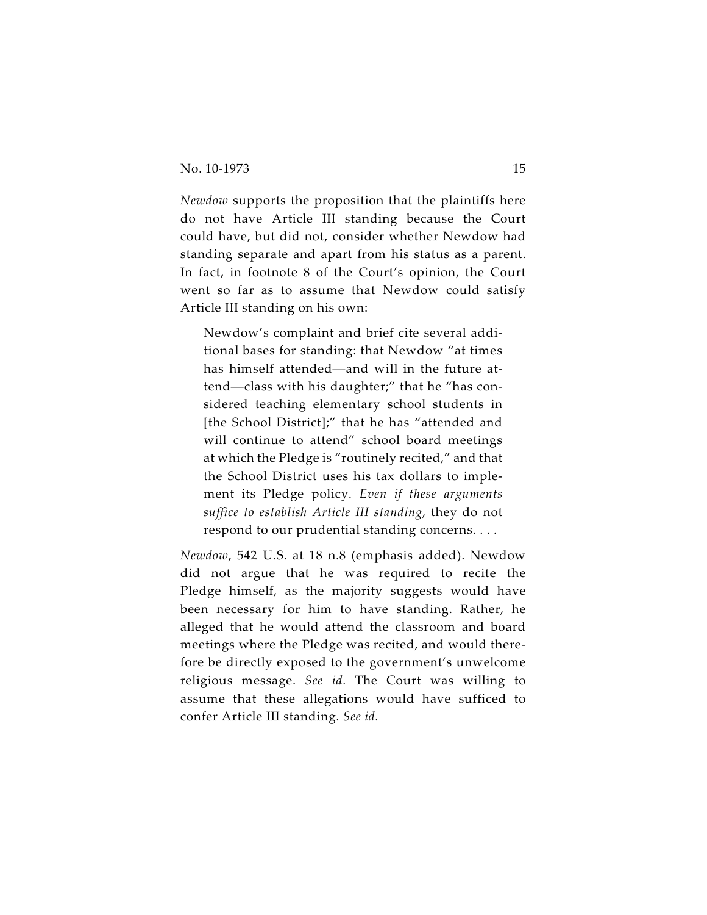*Newdow* supports the proposition that the plaintiffs here do not have Article III standing because the Court could have, but did not, consider whether Newdow had standing separate and apart from his status as a parent. In fact, in footnote 8 of the Court's opinion, the Court went so far as to assume that Newdow could satisfy Article III standing on his own:

> Newdow's complaint and brief cite several additional bases for standing: that Newdow "at times has himself attended—and will in the future attend—class with his daughter;" that he "has considered teaching elementary school students in [the School District];" that he has "attended and will continue to attend" school board meetings at which the Pledge is "routinely recited," and that the School District uses his tax dollars to implement its Pledge policy. *Even if these arguments suffice to establish Article III standing*, they do not respond to our prudential standing concerns. . . .

*Newdow*, 542 U.S. at 18 n.8 (emphasis added). Newdow did not argue that he was required to recite the Pledge himself, as the majority suggests would have been necessary for him to have standing. Rather, he alleged that he would attend the classroom and board meetings where the Pledge was recited, and would therefore be directly exposed to the government's unwelcome religious message. *See id.* The Court was willing to assume that these allegations would have sufficed to confer Article III standing. *See id.*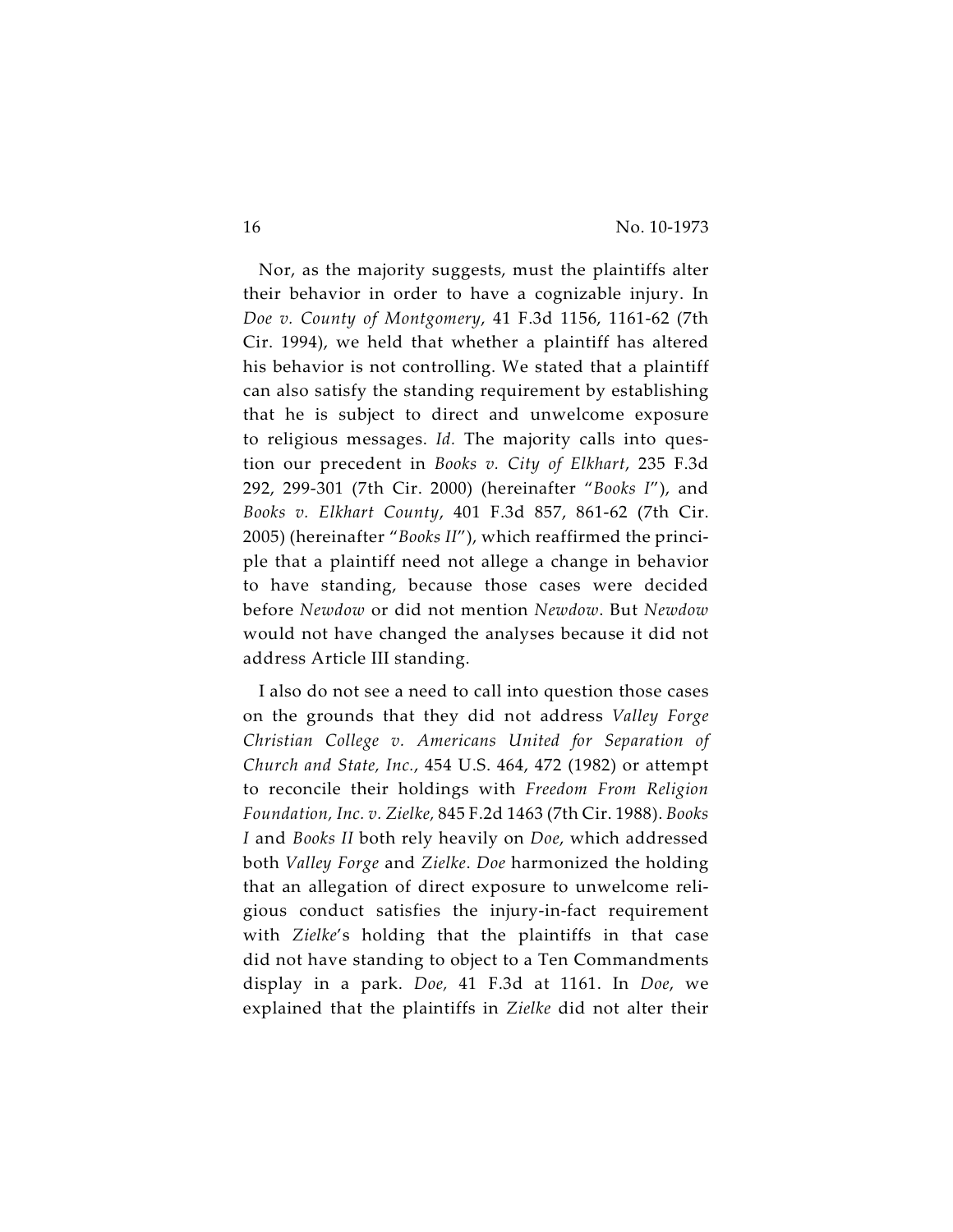Nor, as the majority suggests, must the plaintiffs alter their behavior in order to have a cognizable injury. In *Doe v. County of Montgomery*, 41 F.3d 1156, 1161-62 (7th Cir. 1994), we held that whether a plaintiff has altered his behavior is not controlling. We stated that a plaintiff can also satisfy the standing requirement by establishing that he is subject to direct and unwelcome exposure to religious messages. *Id.* The majority calls into question our precedent in *Books v. City of Elkhart*, 235 F.3d 292, 299-301 (7th Cir. 2000) (hereinafter "*Books I*"), and *Books v. Elkhart County*, 401 F.3d 857, 861-62 (7th Cir. 2005) (hereinafter "*Books II*"), which reaffirmed the principle that a plaintiff need not allege a change in behavior to have standing, because those cases were decided before *Newdow* or did not mention *Newdow*. But *Newdow* would not have changed the analyses because it did not address Article III standing.

I also do not see a need to call into question those cases on the grounds that they did not address *Valley Forge Christian College v. Americans United for Separation of Church and State, Inc.*, 454 U.S. 464, 472 (1982) or attempt to reconcile their holdings with *Freedom From Religion Foundation, Inc. v. Zielke,* 845 F.2d 1463 (7th Cir. 1988). *Books I* and *Books II* both rely heavily on *Doe*, which addressed both *Valley Forge* and *Zielke*. *Doe* harmonized the holding that an allegation of direct exposure to unwelcome religious conduct satisfies the injury-in-fact requirement with *Zielke*'s holding that the plaintiffs in that case did not have standing to object to a Ten Commandments display in a park. *Doe,* 41 F.3d at 1161. In *Doe*, we explained that the plaintiffs in *Zielke* did not alter their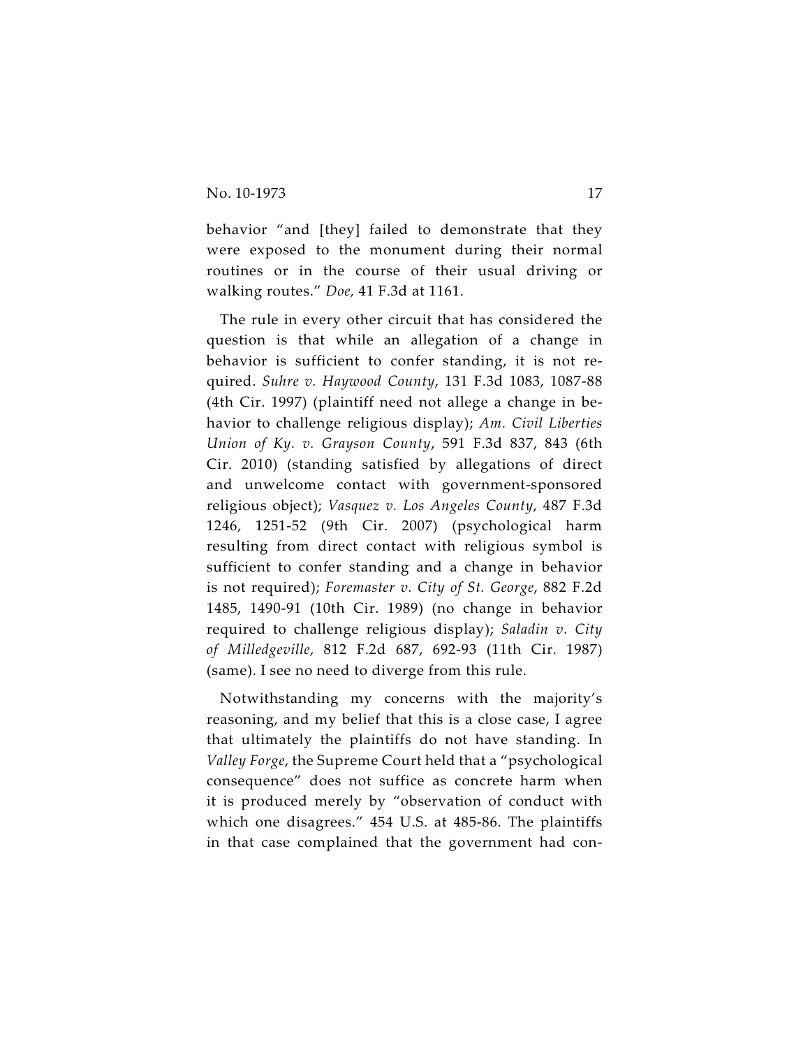behavior "and [they] failed to demonstrate that they were exposed to the monument during their normal routines or in the course of their usual driving or walking routes." *Doe,* 41 F.3d at 1161.

The rule in every other circuit that has considered the question is that while an allegation of a change in behavior is sufficient to confer standing, it is not required. *Suhre v. Haywood County*, 131 F.3d 1083, 1087-88 (4th Cir. 1997) (plaintiff need not allege a change in behavior to challenge religious display); *Am. Civil Liberties Union of Ky. v. Grayson County*, 591 F.3d 837, 843 (6th Cir. 2010) (standing satisfied by allegations of direct and unwelcome contact with government-sponsored religious object); *Vasquez v. Los Angeles County*, 487 F.3d 1246, 1251-52 (9th Cir. 2007) (psychological harm resulting from direct contact with religious symbol is sufficient to confer standing and a change in behavior is not required); *Foremaster v. City of St. George*, 882 F.2d 1485, 1490-91 (10th Cir. 1989) (no change in behavior required to challenge religious display); *Saladin v. City of Milledgeville*, 812 F.2d 687, 692-93 (11th Cir. 1987) (same). I see no need to diverge from this rule.

Notwithstanding my concerns with the majority's reasoning, and my belief that this is a close case, I agree that ultimately the plaintiffs do not have standing. In *Valley Forge*, the Supreme Court held that a "psychological consequence" does not suffice as concrete harm when it is produced merely by "observation of conduct with which one disagrees." 454 U.S. at 485-86. The plaintiffs in that case complained that the government had con-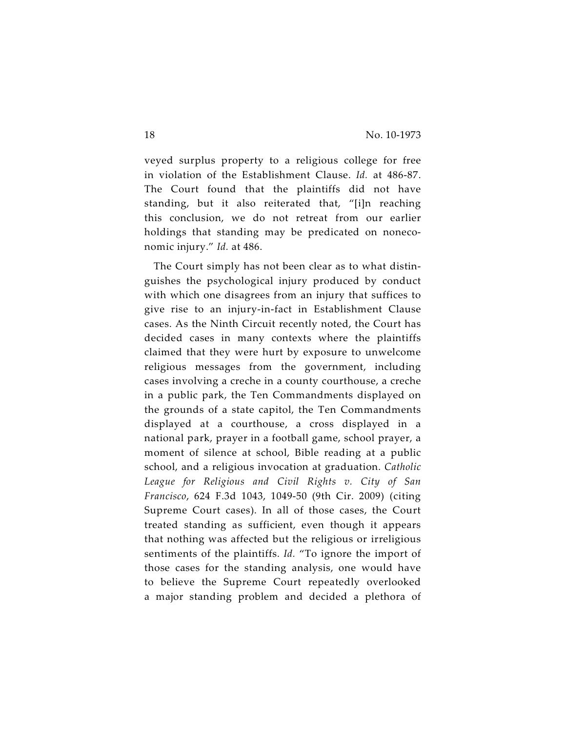veyed surplus property to a religious college for free in violation of the Establishment Clause. *Id.* at 486-87. The Court found that the plaintiffs did not have standing, but it also reiterated that, "[i]n reaching this conclusion, we do not retreat from our earlier holdings that standing may be predicated on noneconomic injury." *Id.* at 486.

The Court simply has not been clear as to what distinguishes the psychological injury produced by conduct with which one disagrees from an injury that suffices to give rise to an injury-in-fact in Establishment Clause cases. As the Ninth Circuit recently noted, the Court has decided cases in many contexts where the plaintiffs claimed that they were hurt by exposure to unwelcome religious messages from the government, including cases involving a creche in a county courthouse, a creche in a public park, the Ten Commandments displayed on the grounds of a state capitol, the Ten Commandments displayed at a courthouse, a cross displayed in a national park, prayer in a football game, school prayer, a moment of silence at school, Bible reading at a public school, and a religious invocation at graduation. *Catholic League for Religious and Civil Rights v. City of San Francisco*, 624 F.3d 1043, 1049-50 (9th Cir. 2009) (citing Supreme Court cases). In all of those cases, the Court treated standing as sufficient, even though it appears that nothing was affected but the religious or irreligious sentiments of the plaintiffs. *Id.* "To ignore the import of those cases for the standing analysis, one would have to believe the Supreme Court repeatedly overlooked a major standing problem and decided a plethora of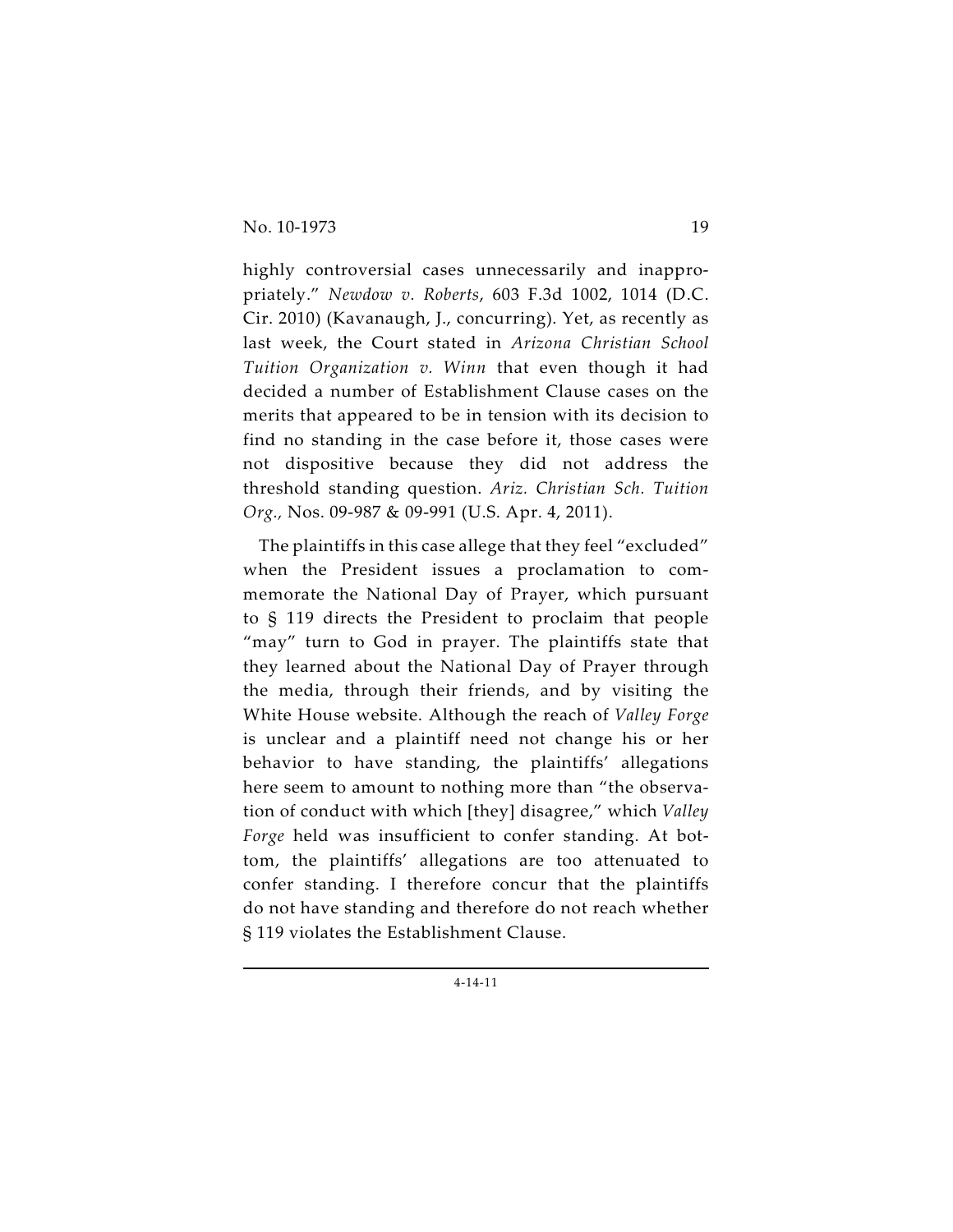highly controversial cases unnecessarily and inappropriately." *Newdow v. Roberts*, 603 F.3d 1002, 1014 (D.C. Cir. 2010) (Kavanaugh, J., concurring). Yet, as recently as last week, the Court stated in *Arizona Christian School Tuition Organization v. Winn* that even though it had decided a number of Establishment Clause cases on the merits that appeared to be in tension with its decision to find no standing in the case before it, those cases were not dispositive because they did not address the threshold standing question. *Ariz. Christian Sch. Tuition Org.*, Nos. 09-987 & 09-991 (U.S. Apr. 4, 2011).

The plaintiffs in this case allege that they feel "excluded" when the President issues a proclamation to commemorate the National Day of Prayer, which pursuant to § 119 directs the President to proclaim that people "may" turn to God in prayer. The plaintiffs state that they learned about the National Day of Prayer through the media, through their friends, and by visiting the White House website. Although the reach of *Valley Forge* is unclear and a plaintiff need not change his or her behavior to have standing, the plaintiffs' allegations here seem to amount to nothing more than "the observation of conduct with which [they] disagree," which *Valley Forge* held was insufficient to confer standing. At bottom, the plaintiffs' allegations are too attenuated to confer standing. I therefore concur that the plaintiffs do not have standing and therefore do not reach whether § 119 violates the Establishment Clause.

---

4-14-11